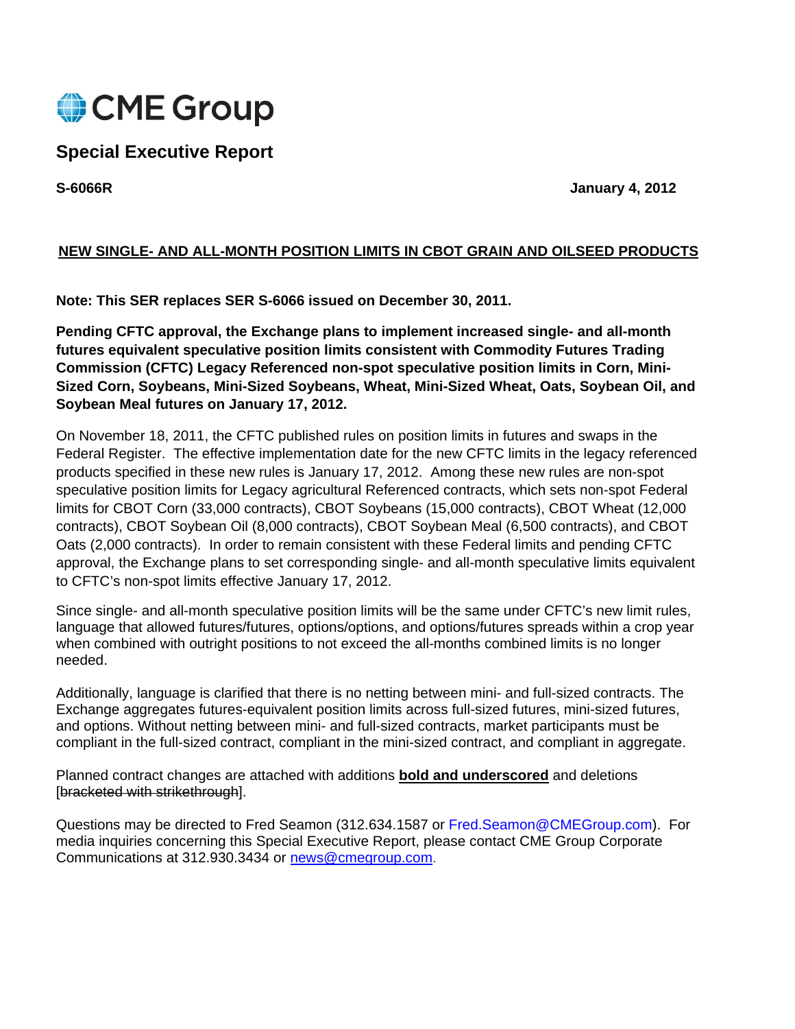CME Group

# Special Executive Report

**S-6066R** **January 4, 2012**

## NEW SINGLE- AND ALL-MONTH POSITION LIMITS IN CBOT GRAIN AND OILSEED PRODUCTS

**Note: This SER replaces SER S-6066 issued on December 30, 2011.**

**Pending CFTC approval, the Exchange plans to implement increased single- and all-month futures equivalent speculative position limits consistent with Commodity Futures Trading Commission (CFTC) Legacy Referenced non-spot speculative position limits in Corn, Mini-Sized Corn, Soybeans, Mini-Sized Soybeans, Wheat, Mini-Sized Wheat, Oats, Soybean Oil, and Soybean Meal futures on January 17, 2012.**

On November 18, 2011, the CFTC published rules on position limits in futures and swaps in the Federal Register. The effective implementation date for the new CFTC limits in the legacy referenced products specified in these new rules is January 17, 2012. Among these new rules are non-spot speculative position limits for Legacy agricultural Referenced contracts, which sets non-spot Federal limits for CBOT Corn (33,000 contracts), CBOT Soybeans (15,000 contracts), CBOT Wheat (12,000 contracts), CBOT Soybean Oil (8,000 contracts), CBOT Soybean Meal (6,500 contracts), and CBOT Oats (2,000 contracts). In order to remain consistent with these Federal limits and pending CFTC approval, the Exchange plans to set corresponding single- and all-month speculative limits equivalent to CFTC's non-spot limits effective January 17, 2012.

Since single- and all-month speculative position limits will be the same under CFTC's new limit rules, language that allowed futures/futures, options/options, and options/futures spreads within a crop year when combined with outright positions to not exceed the all-months combined limits is no longer needed.

Additionally, language is clarified that there is no netting between mini- and full-sized contracts. The Exchange aggregates futures-equivalent position limits across full-sized futures, mini-sized futures, and options. Without netting between mini- and full-sized contracts, market participants must be compliant in the full-sized contract, compliant in the mini-sized contract, and compliant in aggregate.

Planned contract changes are attached with additions **<u>bold and underscored</u>** and deletions [~~bracketed with strikethrough~~].

Questions may be directed to Fred Seamon (312.634.1587 or Fred.Seamon@CMEGroup.com). For media inquiries concerning this Special Executive Report, please contact CME Group Corporate Communications at 312.930.3434 or news@cmegroup.com.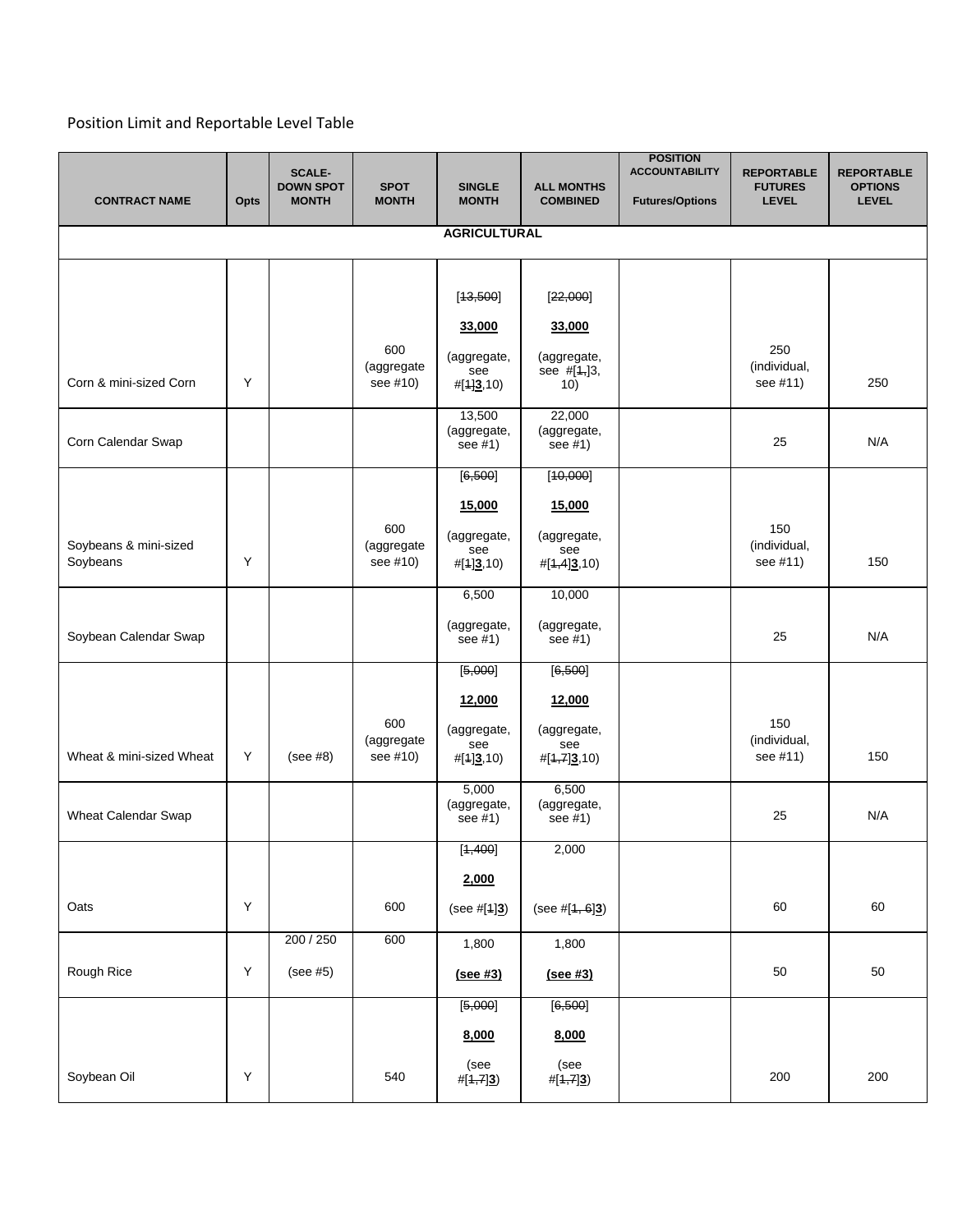Position Limit and Reportable Level Table

| CONTRACT NAME | Opts | SCALE-DOWN SPOT MONTH | SPOT MONTH | SINGLE MONTH | ALL MONTHS COMBINED | POSITION ACCOUNTABILITY Futures/Options | REPORTABLE FUTURES LEVEL | REPORTABLE OPTIONS LEVEL |
|---|---|---|---|---|---|---|---|---|
| **AGRICULTURAL** | | | | | | | | |
| Corn & mini-sized Corn | Y | | 600 (aggregate see #10) | [~~13,500~~] **33,000** (aggregate, see #[~~1~~]**3**,10) | [~~22,000~~] **33,000** (aggregate, see #[~~1,~~]3, 10) | | 250 (individual, see #11) | 250 |
| Corn Calendar Swap | | | | 13,500 (aggregate, see #1) | 22,000 (aggregate, see #1) | | 25 | N/A |
| Soybeans & mini-sized Soybeans | Y | | 600 (aggregate see #10) | [~~6,500~~] **15,000** (aggregate, see #[~~1~~]**3**,10) | [~~10,000~~] **15,000** (aggregate, see #[~~1,4~~]**3**,10) | | 150 (individual, see #11) | 150 |
| Soybean Calendar Swap | | | | 6,500 (aggregate, see #1) | 10,000 (aggregate, see #1) | | 25 | N/A |
| Wheat & mini-sized Wheat | Y | (see #8) | 600 (aggregate see #10) | [~~5,000~~] **12,000** (aggregate, see #[~~1~~]**3**,10) | [~~6,500~~] **12,000** (aggregate, see #[~~1,7~~]**3**,10) | | 150 (individual, see #11) | 150 |
| Wheat Calendar Swap | | | | 5,000 (aggregate, see #1) | 6,500 (aggregate, see #1) | | 25 | N/A |
| Oats | Y | | 600 | [~~1,400~~] **2,000** (see #[~~1~~]**3**) | 2,000 (see #[~~1, 6~~]**3**) | | 60 | 60 |
| Rough Rice | Y | 200 / 250 (see #5) | 600 | 1,800 **(see #3)** | 1,800 **(see #3)** | | 50 | 50 |
| Soybean Oil | Y | | 540 | [~~5,000~~] **8,000** (see #[~~1,7~~]**3**) | [~~6,500~~] **8,000** (see #[~~1,7~~]**3**) | | 200 | 200 |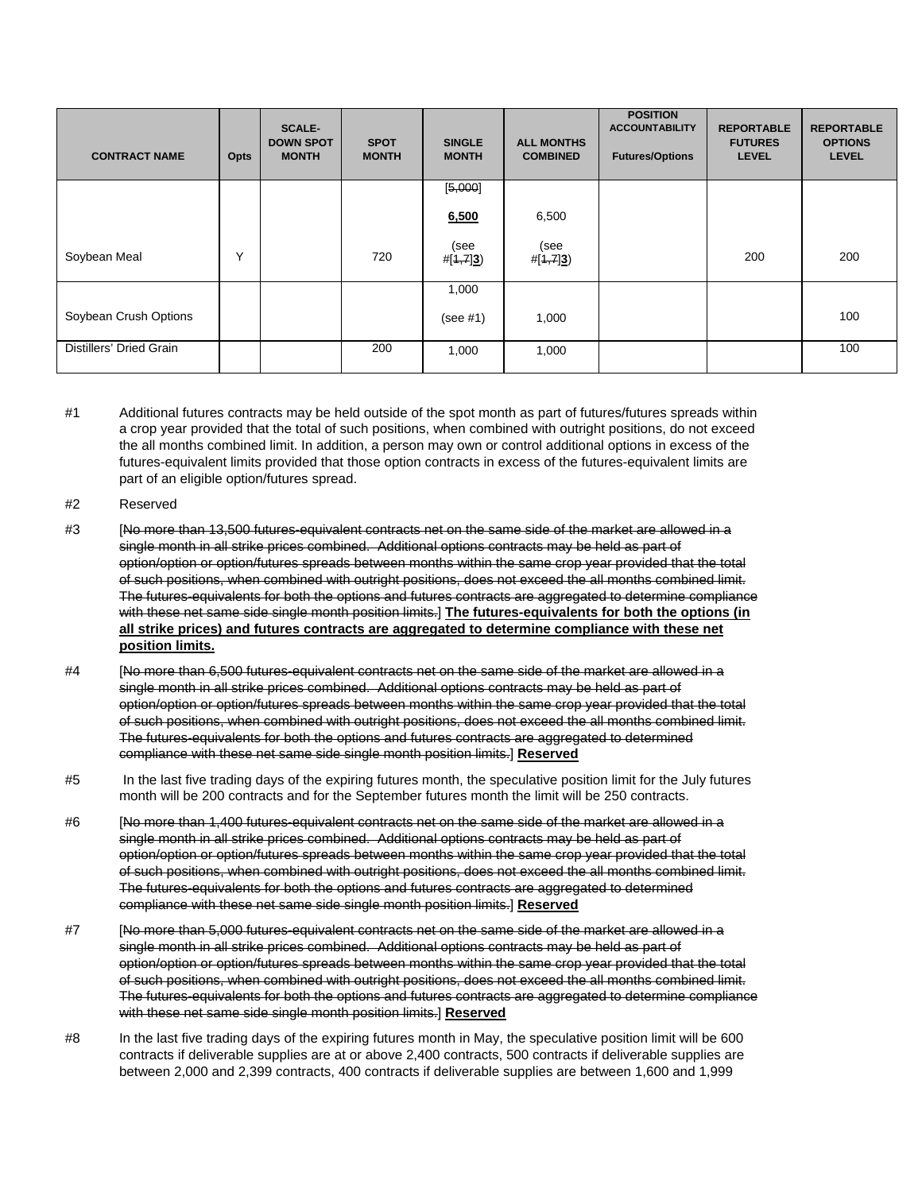| CONTRACT NAME | Opts | SCALE-DOWN SPOT MONTH | SPOT MONTH | SINGLE MONTH | ALL MONTHS COMBINED | POSITION ACCOUNTABILITY Futures/Options | REPORTABLE FUTURES LEVEL | REPORTABLE OPTIONS LEVEL |
|---|---|---|---|---|---|---|---|---|
| Soybean Meal | Y | | 720 | [~~5,000~~] **<u>6,500</u>** (see #[~~1,7~~]**<u>3</u>**) | 6,500 (see #[~~1,7~~]**<u>3</u>**) | | 200 | 200 |
| Soybean Crush Options | | | | 1,000 (see #1) | 1,000 | | | 100 |
| Distillers' Dried Grain | | | 200 | 1,000 | 1,000 | | | 100 |

#1 Additional futures contracts may be held outside of the spot month as part of futures/futures spreads within a crop year provided that the total of such positions, when combined with outright positions, do not exceed the all months combined limit. In addition, a person may own or control additional options in excess of the futures-equivalent limits provided that those option contracts in excess of the futures-equivalent limits are part of an eligible option/futures spread.

#2 Reserved

#3 [~~No more than 13,500 futures-equivalent contracts net on the same side of the market are allowed in a single month in all strike prices combined. Additional options contracts may be held as part of option/option or option/futures spreads between months within the same crop year provided that the total of such positions, when combined with outright positions, does not exceed the all months combined limit. The futures-equivalents for both the options and futures contracts are aggregated to determine compliance with these net same side single month position limits.~~] **<u>The futures-equivalents for both the options (in all strike prices) and futures contracts are aggregated to determine compliance with these net position limits.</u>**

#4 [~~No more than 6,500 futures-equivalent contracts net on the same side of the market are allowed in a single month in all strike prices combined. Additional options contracts may be held as part of option/option or option/futures spreads between months within the same crop year provided that the total of such positions, when combined with outright positions, does not exceed the all months combined limit. The futures-equivalents for both the options and futures contracts are aggregated to determined compliance with these net same side single month position limits.~~] **<u>Reserved</u>**

#5 In the last five trading days of the expiring futures month, the speculative position limit for the July futures month will be 200 contracts and for the September futures month the limit will be 250 contracts.

#6 [~~No more than 1,400 futures-equivalent contracts net on the same side of the market are allowed in a single month in all strike prices combined. Additional options contracts may be held as part of option/option or option/futures spreads between months within the same crop year provided that the total of such positions, when combined with outright positions, does not exceed the all months combined limit. The futures-equivalents for both the options and futures contracts are aggregated to determined compliance with these net same side single month position limits.~~] **<u>Reserved</u>**

#7 [~~No more than 5,000 futures-equivalent contracts net on the same side of the market are allowed in a single month in all strike prices combined. Additional options contracts may be held as part of option/option or option/futures spreads between months within the same crop year provided that the total of such positions, when combined with outright positions, does not exceed the all months combined limit. The futures-equivalents for both the options and futures contracts are aggregated to determine compliance with these net same side single month position limits.~~] **<u>Reserved</u>**

#8 In the last five trading days of the expiring futures month in May, the speculative position limit will be 600 contracts if deliverable supplies are at or above 2,400 contracts, 500 contracts if deliverable supplies are between 2,000 and 2,399 contracts, 400 contracts if deliverable supplies are between 1,600 and 1,999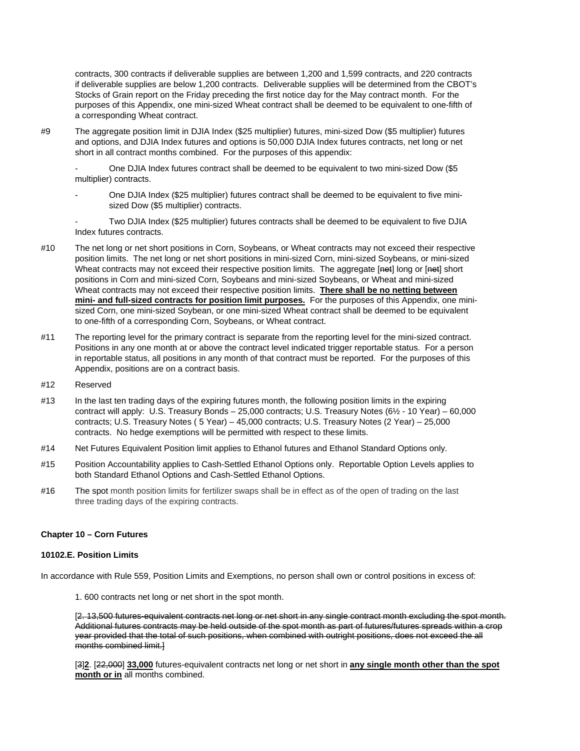contracts, 300 contracts if deliverable supplies are between 1,200 and 1,599 contracts, and 220 contracts if deliverable supplies are below 1,200 contracts. Deliverable supplies will be determined from the CBOT's Stocks of Grain report on the Friday preceding the first notice day for the May contract month. For the purposes of this Appendix, one mini-sized Wheat contract shall be deemed to be equivalent to one-fifth of a corresponding Wheat contract.

#9 The aggregate position limit in DJIA Index ($25 multiplier) futures, mini-sized Dow ($5 multiplier) futures and options, and DJIA Index futures and options is 50,000 DJIA Index futures contracts, net long or net short in all contract months combined. For the purposes of this appendix:

- One DJIA Index futures contract shall be deemed to be equivalent to two mini-sized Dow ($5 multiplier) contracts.
- One DJIA Index ($25 multiplier) futures contract shall be deemed to be equivalent to five mini-sized Dow ($5 multiplier) contracts.
- Two DJIA Index ($25 multiplier) futures contracts shall be deemed to be equivalent to five DJIA Index futures contracts.

#10 The net long or net short positions in Corn, Soybeans, or Wheat contracts may not exceed their respective position limits. The net long or net short positions in mini-sized Corn, mini-sized Soybeans, or mini-sized Wheat contracts may not exceed their respective position limits. The aggregate [~~net~~] long or [~~net~~] short positions in Corn and mini-sized Corn, Soybeans and mini-sized Soybeans, or Wheat and mini-sized Wheat contracts may not exceed their respective position limits. **There shall be no netting between mini- and full-sized contracts for position limit purposes.** For the purposes of this Appendix, one mini-sized Corn, one mini-sized Soybean, or one mini-sized Wheat contract shall be deemed to be equivalent to one-fifth of a corresponding Corn, Soybeans, or Wheat contract.

#11 The reporting level for the primary contract is separate from the reporting level for the mini-sized contract. Positions in any one month at or above the contract level indicated trigger reportable status. For a person in reportable status, all positions in any month of that contract must be reported. For the purposes of this Appendix, positions are on a contract basis.

#12 Reserved

#13 In the last ten trading days of the expiring futures month, the following position limits in the expiring contract will apply: U.S. Treasury Bonds – 25,000 contracts; U.S. Treasury Notes (6½ - 10 Year) – 60,000 contracts; U.S. Treasury Notes ( 5 Year) – 45,000 contracts; U.S. Treasury Notes (2 Year) – 25,000 contracts. No hedge exemptions will be permitted with respect to these limits.

#14 Net Futures Equivalent Position limit applies to Ethanol futures and Ethanol Standard Options only.

#15 Position Accountability applies to Cash-Settled Ethanol Options only. Reportable Option Levels applies to both Standard Ethanol Options and Cash-Settled Ethanol Options.

#16 The spot month position limits for fertilizer swaps shall be in effect as of the open of trading on the last three trading days of the expiring contracts.

**Chapter 10 – Corn Futures**

**10102.E. Position Limits**

In accordance with Rule 559, Position Limits and Exemptions, no person shall own or control positions in excess of:

1. 600 contracts net long or net short in the spot month.

[~~2. 13,500 futures-equivalent contracts net long or net short in any single contract month excluding the spot month. Additional futures contracts may be held outside of the spot month as part of futures/futures spreads within a crop year provided that the total of such positions, when combined with outright positions, does not exceed the all months combined limit.~~]

[~~3~~]**2**. [~~22,000~~] **33,000** futures-equivalent contracts net long or net short in **any single month other than the spot month or in** all months combined.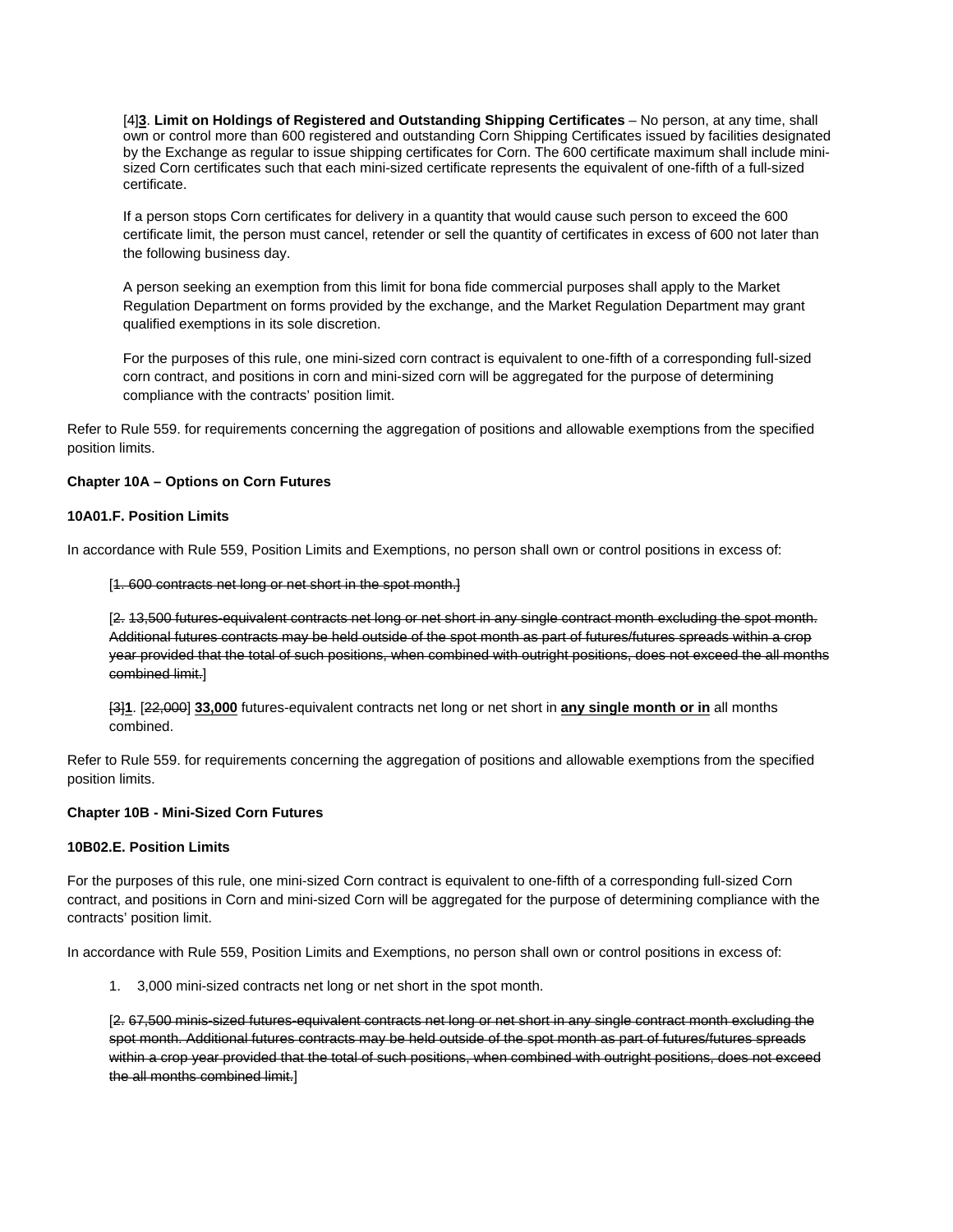[4]**3**. **Limit on Holdings of Registered and Outstanding Shipping Certificates** – No person, at any time, shall own or control more than 600 registered and outstanding Corn Shipping Certificates issued by facilities designated by the Exchange as regular to issue shipping certificates for Corn. The 600 certificate maximum shall include mini-sized Corn certificates such that each mini-sized certificate represents the equivalent of one-fifth of a full-sized certificate.

If a person stops Corn certificates for delivery in a quantity that would cause such person to exceed the 600 certificate limit, the person must cancel, retender or sell the quantity of certificates in excess of 600 not later than the following business day.

A person seeking an exemption from this limit for bona fide commercial purposes shall apply to the Market Regulation Department on forms provided by the exchange, and the Market Regulation Department may grant qualified exemptions in its sole discretion.

For the purposes of this rule, one mini-sized corn contract is equivalent to one-fifth of a corresponding full-sized corn contract, and positions in corn and mini-sized corn will be aggregated for the purpose of determining compliance with the contracts' position limit.

Refer to Rule 559. for requirements concerning the aggregation of positions and allowable exemptions from the specified position limits.

**Chapter 10A – Options on Corn Futures**

**10A01.F. Position Limits**

In accordance with Rule 559, Position Limits and Exemptions, no person shall own or control positions in excess of:

[~~1. 600 contracts net long or net short in the spot month.~~]

[~~2. 13,500 futures-equivalent contracts net long or net short in any single contract month excluding the spot month. Additional futures contracts may be held outside of the spot month as part of futures/futures spreads within a crop year provided that the total of such positions, when combined with outright positions, does not exceed the all months combined limit.~~]

[~~3~~]**1**. [~~22,000~~] **33,000** futures-equivalent contracts net long or net short in **any single month or in** all months combined.

Refer to Rule 559. for requirements concerning the aggregation of positions and allowable exemptions from the specified position limits.

**Chapter 10B - Mini-Sized Corn Futures**

**10B02.E. Position Limits**

For the purposes of this rule, one mini-sized Corn contract is equivalent to one-fifth of a corresponding full-sized Corn contract, and positions in Corn and mini-sized Corn will be aggregated for the purpose of determining compliance with the contracts' position limit.

In accordance with Rule 559, Position Limits and Exemptions, no person shall own or control positions in excess of:

1. 3,000 mini-sized contracts net long or net short in the spot month.

[~~2. 67,500 minis-sized futures-equivalent contracts net long or net short in any single contract month excluding the spot month. Additional futures contracts may be held outside of the spot month as part of futures/futures spreads within a crop year provided that the total of such positions, when combined with outright positions, does not exceed the all months combined limit.~~]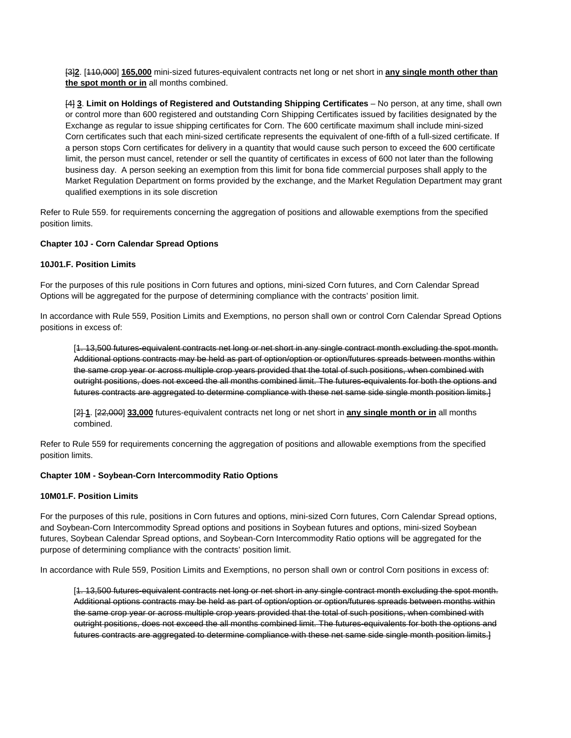[~~3~~]**2**. [~~110,000~~] **165,000** mini-sized futures-equivalent contracts net long or net short in **any single month other than the spot month or in** all months combined.

[~~4~~] **3**. **Limit on Holdings of Registered and Outstanding Shipping Certificates** – No person, at any time, shall own or control more than 600 registered and outstanding Corn Shipping Certificates issued by facilities designated by the Exchange as regular to issue shipping certificates for Corn. The 600 certificate maximum shall include mini-sized Corn certificates such that each mini-sized certificate represents the equivalent of one-fifth of a full-sized certificate. If a person stops Corn certificates for delivery in a quantity that would cause such person to exceed the 600 certificate limit, the person must cancel, retender or sell the quantity of certificates in excess of 600 not later than the following business day. A person seeking an exemption from this limit for bona fide commercial purposes shall apply to the Market Regulation Department on forms provided by the exchange, and the Market Regulation Department may grant qualified exemptions in its sole discretion

Refer to Rule 559. for requirements concerning the aggregation of positions and allowable exemptions from the specified position limits.

**Chapter 10J - Corn Calendar Spread Options**

**10J01.F. Position Limits**

For the purposes of this rule positions in Corn futures and options, mini-sized Corn futures, and Corn Calendar Spread Options will be aggregated for the purpose of determining compliance with the contracts' position limit.

In accordance with Rule 559, Position Limits and Exemptions, no person shall own or control Corn Calendar Spread Options positions in excess of:

[~~1. 13,500 futures-equivalent contracts net long or net short in any single contract month excluding the spot month. Additional options contracts may be held as part of option/option or option/futures spreads between months within the same crop year or across multiple crop years provided that the total of such positions, when combined with outright positions, does not exceed the all months combined limit. The futures-equivalents for both the options and futures contracts are aggregated to determine compliance with these net same side single month position limits.~~]

[~~2~~] **1**. [~~22,000~~] **33,000** futures-equivalent contracts net long or net short in **any single month or in** all months combined.

Refer to Rule 559 for requirements concerning the aggregation of positions and allowable exemptions from the specified position limits.

**Chapter 10M - Soybean-Corn Intercommodity Ratio Options**

**10M01.F. Position Limits**

For the purposes of this rule, positions in Corn futures and options, mini-sized Corn futures, Corn Calendar Spread options, and Soybean-Corn Intercommodity Spread options and positions in Soybean futures and options, mini-sized Soybean futures, Soybean Calendar Spread options, and Soybean-Corn Intercommodity Ratio options will be aggregated for the purpose of determining compliance with the contracts' position limit.

In accordance with Rule 559, Position Limits and Exemptions, no person shall own or control Corn positions in excess of:

[~~1. 13,500 futures-equivalent contracts net long or net short in any single contract month excluding the spot month. Additional options contracts may be held as part of option/option or option/futures spreads between months within the same crop year or across multiple crop years provided that the total of such positions, when combined with outright positions, does not exceed the all months combined limit. The futures-equivalents for both the options and futures contracts are aggregated to determine compliance with these net same side single month position limits.~~]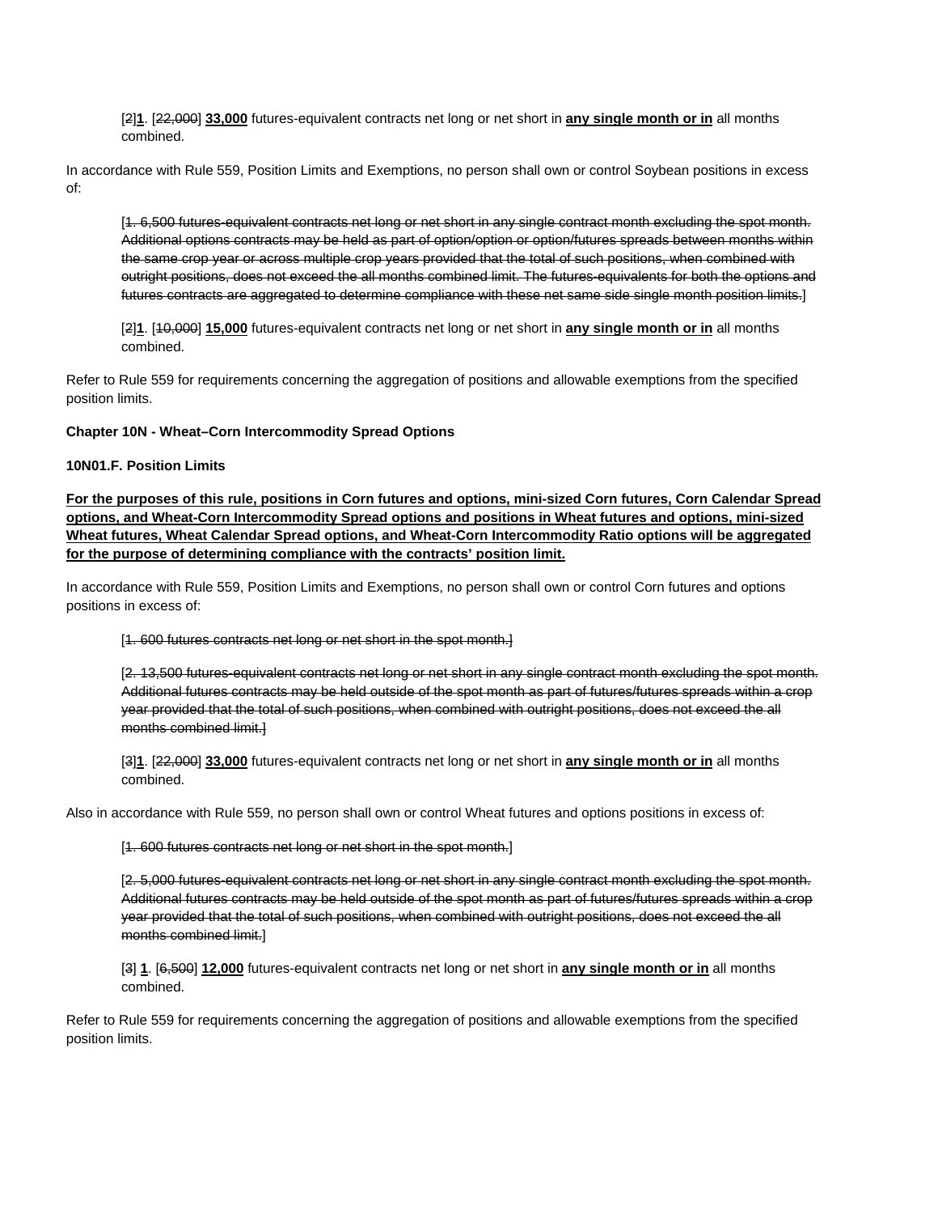[~~2~~]**1**. [~~22,000~~] **33,000** futures-equivalent contracts net long or net short in **<u>any single month or in</u>** all months combined.

In accordance with Rule 559, Position Limits and Exemptions, no person shall own or control Soybean positions in excess of:

[~~1. 6,500 futures-equivalent contracts net long or net short in any single contract month excluding the spot month. Additional options contracts may be held as part of option/option or option/futures spreads between months within the same crop year or across multiple crop years provided that the total of such positions, when combined with outright positions, does not exceed the all months combined limit. The futures-equivalents for both the options and futures contracts are aggregated to determine compliance with these net same side single month position limits.~~]

[~~2~~]**1**. [~~10,000~~] **15,000** futures-equivalent contracts net long or net short in **<u>any single month or in</u>** all months combined.

Refer to Rule 559 for requirements concerning the aggregation of positions and allowable exemptions from the specified position limits.

**Chapter 10N - Wheat–Corn Intercommodity Spread Options**

**10N01.F. Position Limits**

**<u>For the purposes of this rule, positions in Corn futures and options, mini-sized Corn futures, Corn Calendar Spread options, and Wheat-Corn Intercommodity Spread options and positions in Wheat futures and options, mini-sized Wheat futures, Wheat Calendar Spread options, and Wheat-Corn Intercommodity Ratio options will be aggregated for the purpose of determining compliance with the contracts' position limit.</u>**

In accordance with Rule 559, Position Limits and Exemptions, no person shall own or control Corn futures and options positions in excess of:

[~~1. 600 futures contracts net long or net short in the spot month.~~]

[~~2. 13,500 futures-equivalent contracts net long or net short in any single contract month excluding the spot month. Additional futures contracts may be held outside of the spot month as part of futures/futures spreads within a crop year provided that the total of such positions, when combined with outright positions, does not exceed the all months combined limit.~~]

[~~3~~]**1**. [~~22,000~~] **33,000** futures-equivalent contracts net long or net short in **<u>any single month or in</u>** all months combined.

Also in accordance with Rule 559, no person shall own or control Wheat futures and options positions in excess of:

[~~1. 600 futures contracts net long or net short in the spot month.~~]

[~~2. 5,000 futures-equivalent contracts net long or net short in any single contract month excluding the spot month. Additional futures contracts may be held outside of the spot month as part of futures/futures spreads within a crop year provided that the total of such positions, when combined with outright positions, does not exceed the all months combined limit.~~]

[~~3~~] **<u>1</u>**. [~~6,500~~] **12,000** futures-equivalent contracts net long or net short in **<u>any single month or in</u>** all months combined.

Refer to Rule 559 for requirements concerning the aggregation of positions and allowable exemptions from the specified position limits.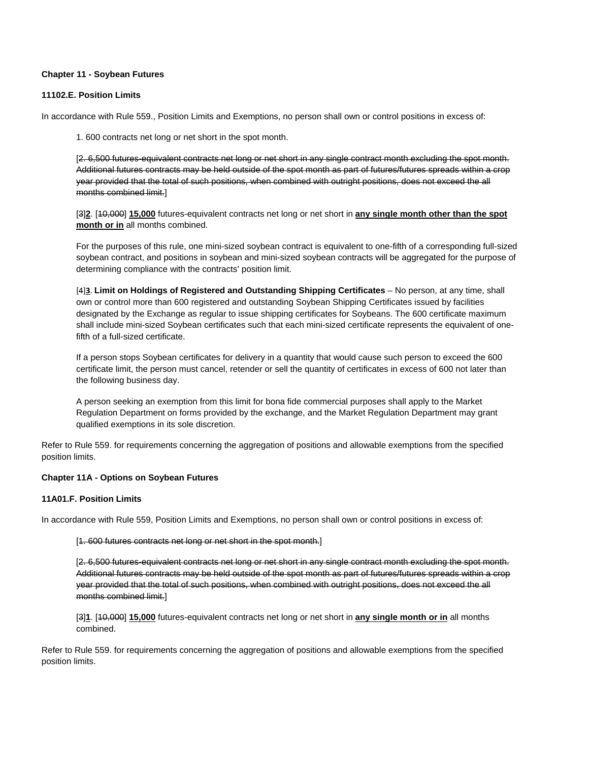**Chapter 11 - Soybean Futures**

**11102.E. Position Limits**

In accordance with Rule 559., Position Limits and Exemptions, no person shall own or control positions in excess of:

1. 600 contracts net long or net short in the spot month.

[~~2. 6,500 futures-equivalent contracts net long or net short in any single contract month excluding the spot month. Additional futures contracts may be held outside of the spot month as part of futures/futures spreads within a crop year provided that the total of such positions, when combined with outright positions, does not exceed the all months combined limit.~~]

[~~3~~]**2**. [~~10,000~~] **15,000** futures-equivalent contracts net long or net short in **any single month other than the spot month or in** all months combined.

For the purposes of this rule, one mini-sized soybean contract is equivalent to one-fifth of a corresponding full-sized soybean contract, and positions in soybean and mini-sized soybean contracts will be aggregated for the purpose of determining compliance with the contracts' position limit.

[~~4~~]**3**. **Limit on Holdings of Registered and Outstanding Shipping Certificates** – No person, at any time, shall own or control more than 600 registered and outstanding Soybean Shipping Certificates issued by facilities designated by the Exchange as regular to issue shipping certificates for Soybeans. The 600 certificate maximum shall include mini-sized Soybean certificates such that each mini-sized certificate represents the equivalent of one-fifth of a full-sized certificate.

If a person stops Soybean certificates for delivery in a quantity that would cause such person to exceed the 600 certificate limit, the person must cancel, retender or sell the quantity of certificates in excess of 600 not later than the following business day.

A person seeking an exemption from this limit for bona fide commercial purposes shall apply to the Market Regulation Department on forms provided by the exchange, and the Market Regulation Department may grant qualified exemptions in its sole discretion.

Refer to Rule 559. for requirements concerning the aggregation of positions and allowable exemptions from the specified position limits.

**Chapter 11A - Options on Soybean Futures**

**11A01.F. Position Limits**

In accordance with Rule 559, Position Limits and Exemptions, no person shall own or control positions in excess of:

[~~1. 600 futures contracts net long or net short in the spot month.~~]

[~~2. 6,500 futures-equivalent contracts net long or net short in any single contract month excluding the spot month. Additional futures contracts may be held outside of the spot month as part of futures/futures spreads within a crop year provided that the total of such positions, when combined with outright positions, does not exceed the all months combined limit.~~]

[~~3~~]**1**. [~~10,000~~] **15,000** futures-equivalent contracts net long or net short in **any single month or in** all months combined.

Refer to Rule 559. for requirements concerning the aggregation of positions and allowable exemptions from the specified position limits.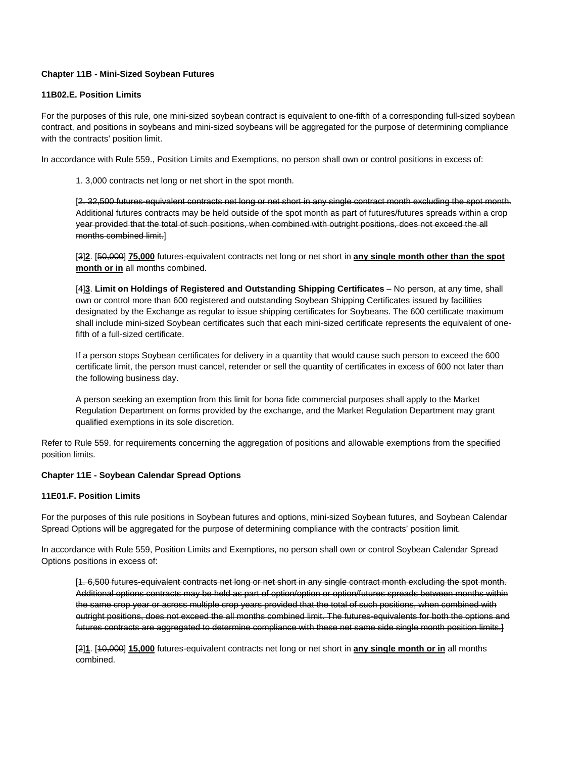**Chapter 11B - Mini-Sized Soybean Futures**

**11B02.E. Position Limits**

For the purposes of this rule, one mini-sized soybean contract is equivalent to one-fifth of a corresponding full-sized soybean contract, and positions in soybeans and mini-sized soybeans will be aggregated for the purpose of determining compliance with the contracts' position limit.

In accordance with Rule 559., Position Limits and Exemptions, no person shall own or control positions in excess of:

1. 3,000 contracts net long or net short in the spot month.

[~~2. 32,500 futures-equivalent contracts net long or net short in any single contract month excluding the spot month. Additional futures contracts may be held outside of the spot month as part of futures/futures spreads within a crop year provided that the total of such positions, when combined with outright positions, does not exceed the all months combined limit.~~]

[~~3~~]**2**. [~~50,000~~] **75,000** futures-equivalent contracts net long or net short in **any single month other than the spot month or in** all months combined.

[~~4~~]**3**. **Limit on Holdings of Registered and Outstanding Shipping Certificates** – No person, at any time, shall own or control more than 600 registered and outstanding Soybean Shipping Certificates issued by facilities designated by the Exchange as regular to issue shipping certificates for Soybeans. The 600 certificate maximum shall include mini-sized Soybean certificates such that each mini-sized certificate represents the equivalent of one-fifth of a full-sized certificate.

If a person stops Soybean certificates for delivery in a quantity that would cause such person to exceed the 600 certificate limit, the person must cancel, retender or sell the quantity of certificates in excess of 600 not later than the following business day.

A person seeking an exemption from this limit for bona fide commercial purposes shall apply to the Market Regulation Department on forms provided by the exchange, and the Market Regulation Department may grant qualified exemptions in its sole discretion.

Refer to Rule 559. for requirements concerning the aggregation of positions and allowable exemptions from the specified position limits.

**Chapter 11E - Soybean Calendar Spread Options**

**11E01.F. Position Limits**

For the purposes of this rule positions in Soybean futures and options, mini-sized Soybean futures, and Soybean Calendar Spread Options will be aggregated for the purpose of determining compliance with the contracts' position limit.

In accordance with Rule 559, Position Limits and Exemptions, no person shall own or control Soybean Calendar Spread Options positions in excess of:

[~~1. 6,500 futures-equivalent contracts net long or net short in any single contract month excluding the spot month. Additional options contracts may be held as part of option/option or option/futures spreads between months within the same crop year or across multiple crop years provided that the total of such positions, when combined with outright positions, does not exceed the all months combined limit. The futures-equivalents for both the options and futures contracts are aggregated to determine compliance with these net same side single month position limits.~~]

[~~2~~]**1**. [~~10,000~~] **15,000** futures-equivalent contracts net long or net short in **any single month or in** all months combined.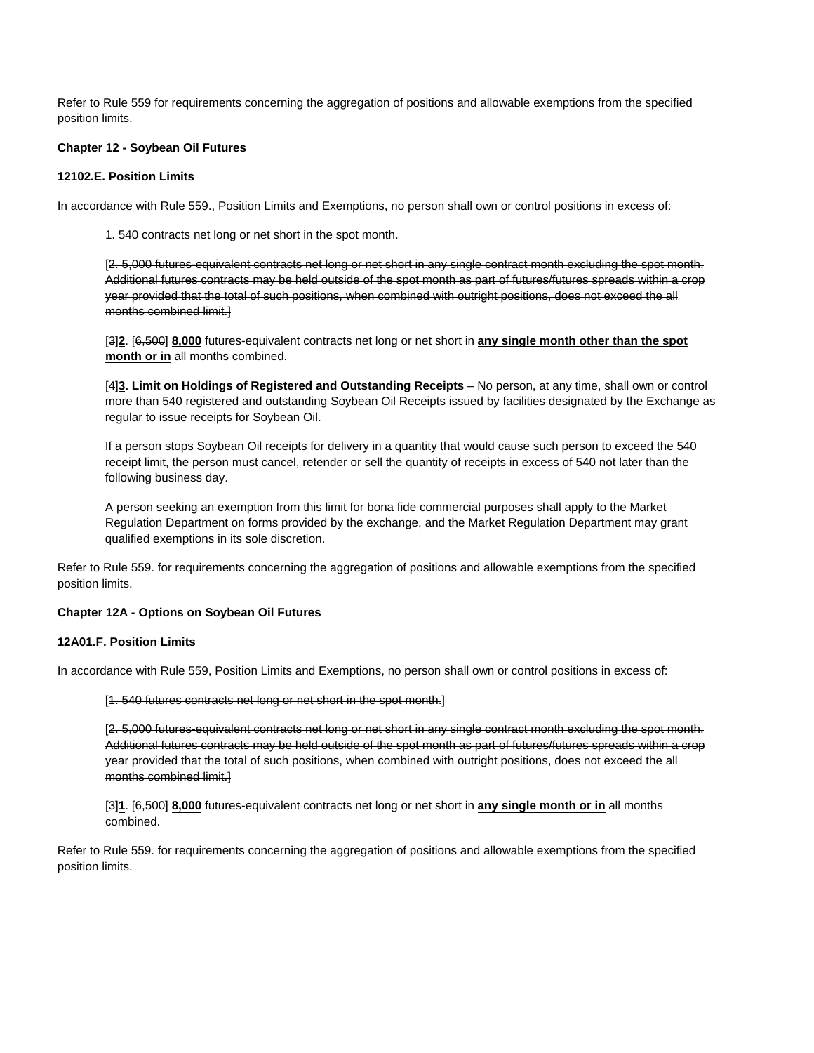Refer to Rule 559 for requirements concerning the aggregation of positions and allowable exemptions from the specified position limits.

**Chapter 12 - Soybean Oil Futures**

**12102.E. Position Limits**

In accordance with Rule 559., Position Limits and Exemptions, no person shall own or control positions in excess of:

1. 540 contracts net long or net short in the spot month.

[~~2. 5,000 futures-equivalent contracts net long or net short in any single contract month excluding the spot month. Additional futures contracts may be held outside of the spot month as part of futures/futures spreads within a crop year provided that the total of such positions, when combined with outright positions, does not exceed the all months combined limit.~~]

[~~3~~]**2**. [~~6,500~~] **8,000** futures-equivalent contracts net long or net short in **any single month other than the spot month or in** all months combined.

[~~4~~]**3. Limit on Holdings of Registered and Outstanding Receipts** – No person, at any time, shall own or control more than 540 registered and outstanding Soybean Oil Receipts issued by facilities designated by the Exchange as regular to issue receipts for Soybean Oil.

If a person stops Soybean Oil receipts for delivery in a quantity that would cause such person to exceed the 540 receipt limit, the person must cancel, retender or sell the quantity of receipts in excess of 540 not later than the following business day.

A person seeking an exemption from this limit for bona fide commercial purposes shall apply to the Market Regulation Department on forms provided by the exchange, and the Market Regulation Department may grant qualified exemptions in its sole discretion.

Refer to Rule 559. for requirements concerning the aggregation of positions and allowable exemptions from the specified position limits.

**Chapter 12A - Options on Soybean Oil Futures**

**12A01.F. Position Limits**

In accordance with Rule 559, Position Limits and Exemptions, no person shall own or control positions in excess of:

[~~1. 540 futures contracts net long or net short in the spot month.~~]

[~~2. 5,000 futures-equivalent contracts net long or net short in any single contract month excluding the spot month. Additional futures contracts may be held outside of the spot month as part of futures/futures spreads within a crop year provided that the total of such positions, when combined with outright positions, does not exceed the all months combined limit.~~]

[~~3~~]**1**. [~~6,500~~] **8,000** futures-equivalent contracts net long or net short in **any single month or in** all months combined.

Refer to Rule 559. for requirements concerning the aggregation of positions and allowable exemptions from the specified position limits.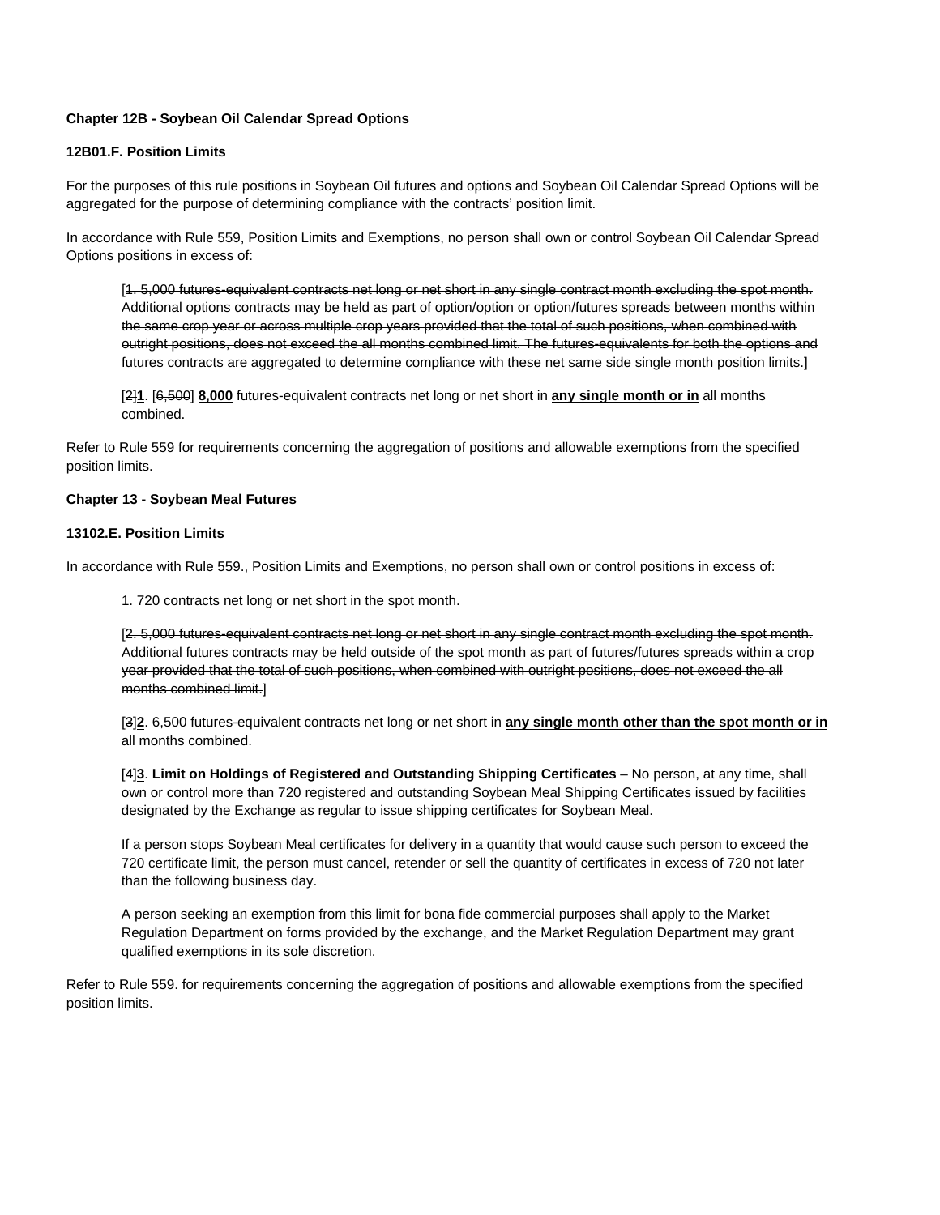**Chapter 12B - Soybean Oil Calendar Spread Options**

**12B01.F. Position Limits**

For the purposes of this rule positions in Soybean Oil futures and options and Soybean Oil Calendar Spread Options will be aggregated for the purpose of determining compliance with the contracts' position limit.

In accordance with Rule 559, Position Limits and Exemptions, no person shall own or control Soybean Oil Calendar Spread Options positions in excess of:

> [~~1. 5,000 futures-equivalent contracts net long or net short in any single contract month excluding the spot month. Additional options contracts may be held as part of option/option or option/futures spreads between months within the same crop year or across multiple crop years provided that the total of such positions, when combined with outright positions, does not exceed the all months combined limit. The futures-equivalents for both the options and futures contracts are aggregated to determine compliance with these net same side single month position limits.~~]
>
> [~~2~~]**1**. [~~6,500~~] **8,000** futures-equivalent contracts net long or net short in **any single month or in** all months combined.

Refer to Rule 559 for requirements concerning the aggregation of positions and allowable exemptions from the specified position limits.

**Chapter 13 - Soybean Meal Futures**

**13102.E. Position Limits**

In accordance with Rule 559., Position Limits and Exemptions, no person shall own or control positions in excess of:

> 1. 720 contracts net long or net short in the spot month.
>
> [~~2. 5,000 futures-equivalent contracts net long or net short in any single contract month excluding the spot month. Additional futures contracts may be held outside of the spot month as part of futures/futures spreads within a crop year provided that the total of such positions, when combined with outright positions, does not exceed the all months combined limit.~~]
>
> [~~3~~]**2**. 6,500 futures-equivalent contracts net long or net short in **any single month other than the spot month or in** all months combined.
>
> [4]**3**. **Limit on Holdings of Registered and Outstanding Shipping Certificates** – No person, at any time, shall own or control more than 720 registered and outstanding Soybean Meal Shipping Certificates issued by facilities designated by the Exchange as regular to issue shipping certificates for Soybean Meal.
>
> If a person stops Soybean Meal certificates for delivery in a quantity that would cause such person to exceed the 720 certificate limit, the person must cancel, retender or sell the quantity of certificates in excess of 720 not later than the following business day.
>
> A person seeking an exemption from this limit for bona fide commercial purposes shall apply to the Market Regulation Department on forms provided by the exchange, and the Market Regulation Department may grant qualified exemptions in its sole discretion.

Refer to Rule 559. for requirements concerning the aggregation of positions and allowable exemptions from the specified position limits.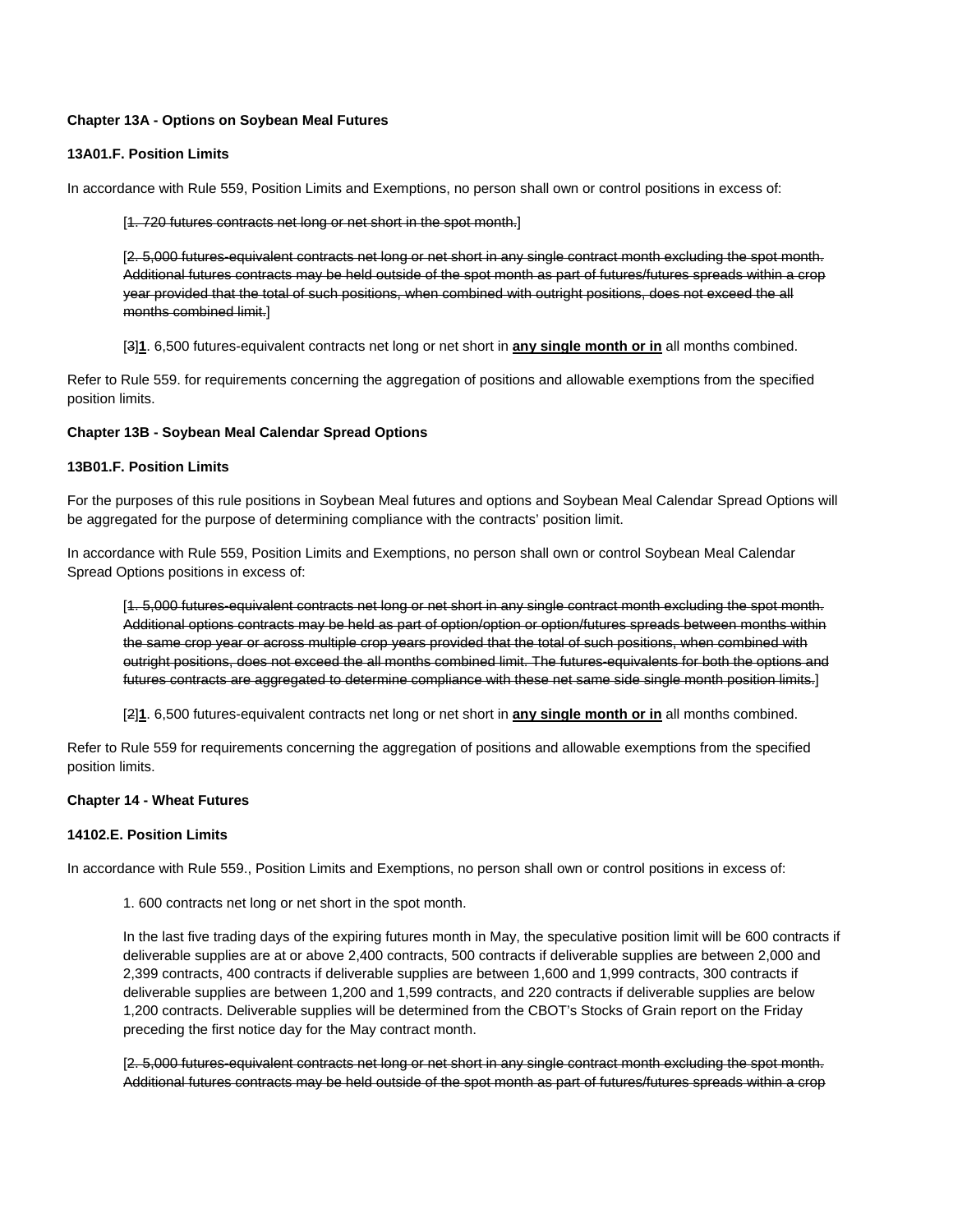**Chapter 13A - Options on Soybean Meal Futures**

**13A01.F. Position Limits**

In accordance with Rule 559, Position Limits and Exemptions, no person shall own or control positions in excess of:

[~~1. 720 futures contracts net long or net short in the spot month.~~]

[~~2. 5,000 futures-equivalent contracts net long or net short in any single contract month excluding the spot month. Additional futures contracts may be held outside of the spot month as part of futures/futures spreads within a crop year provided that the total of such positions, when combined with outright positions, does not exceed the all months combined limit.~~]

[~~3~~]**1**. 6,500 futures-equivalent contracts net long or net short in **any single month or in** all months combined.

Refer to Rule 559. for requirements concerning the aggregation of positions and allowable exemptions from the specified position limits.

**Chapter 13B - Soybean Meal Calendar Spread Options**

**13B01.F. Position Limits**

For the purposes of this rule positions in Soybean Meal futures and options and Soybean Meal Calendar Spread Options will be aggregated for the purpose of determining compliance with the contracts' position limit.

In accordance with Rule 559, Position Limits and Exemptions, no person shall own or control Soybean Meal Calendar Spread Options positions in excess of:

[~~1. 5,000 futures-equivalent contracts net long or net short in any single contract month excluding the spot month. Additional options contracts may be held as part of option/option or option/futures spreads between months within the same crop year or across multiple crop years provided that the total of such positions, when combined with outright positions, does not exceed the all months combined limit. The futures-equivalents for both the options and futures contracts are aggregated to determine compliance with these net same side single month position limits.~~]

[~~2~~]**1**. 6,500 futures-equivalent contracts net long or net short in **any single month or in** all months combined.

Refer to Rule 559 for requirements concerning the aggregation of positions and allowable exemptions from the specified position limits.

**Chapter 14 - Wheat Futures**

**14102.E. Position Limits**

In accordance with Rule 559., Position Limits and Exemptions, no person shall own or control positions in excess of:

1. 600 contracts net long or net short in the spot month.

In the last five trading days of the expiring futures month in May, the speculative position limit will be 600 contracts if deliverable supplies are at or above 2,400 contracts, 500 contracts if deliverable supplies are between 2,000 and 2,399 contracts, 400 contracts if deliverable supplies are between 1,600 and 1,999 contracts, 300 contracts if deliverable supplies are between 1,200 and 1,599 contracts, and 220 contracts if deliverable supplies are below 1,200 contracts. Deliverable supplies will be determined from the CBOT's Stocks of Grain report on the Friday preceding the first notice day for the May contract month.

[~~2. 5,000 futures-equivalent contracts net long or net short in any single contract month excluding the spot month. Additional futures contracts may be held outside of the spot month as part of futures/futures spreads within a crop~~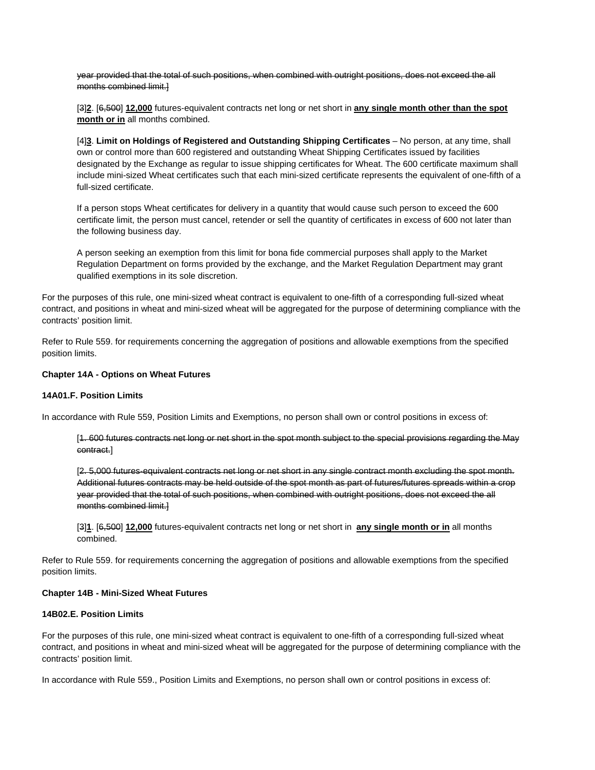~~year provided that the total of such positions, when combined with outright positions, does not exceed the all months combined limit.]~~

[~~3~~]**2**. [~~6,500~~] **12,000** futures-equivalent contracts net long or net short in **any single month other than the spot month or in** all months combined.

[4]**3**. **Limit on Holdings of Registered and Outstanding Shipping Certificates** – No person, at any time, shall own or control more than 600 registered and outstanding Wheat Shipping Certificates issued by facilities designated by the Exchange as regular to issue shipping certificates for Wheat. The 600 certificate maximum shall include mini-sized Wheat certificates such that each mini-sized certificate represents the equivalent of one-fifth of a full-sized certificate.

If a person stops Wheat certificates for delivery in a quantity that would cause such person to exceed the 600 certificate limit, the person must cancel, retender or sell the quantity of certificates in excess of 600 not later than the following business day.

A person seeking an exemption from this limit for bona fide commercial purposes shall apply to the Market Regulation Department on forms provided by the exchange, and the Market Regulation Department may grant qualified exemptions in its sole discretion.

For the purposes of this rule, one mini-sized wheat contract is equivalent to one-fifth of a corresponding full-sized wheat contract, and positions in wheat and mini-sized wheat will be aggregated for the purpose of determining compliance with the contracts' position limit.

Refer to Rule 559. for requirements concerning the aggregation of positions and allowable exemptions from the specified position limits.

**Chapter 14A - Options on Wheat Futures**

**14A01.F. Position Limits**

In accordance with Rule 559, Position Limits and Exemptions, no person shall own or control positions in excess of:

[~~1. 600 futures contracts net long or net short in the spot month subject to the special provisions regarding the May contract.~~]

[~~2. 5,000 futures-equivalent contracts net long or net short in any single contract month excluding the spot month. Additional futures contracts may be held outside of the spot month as part of futures/futures spreads within a crop year provided that the total of such positions, when combined with outright positions, does not exceed the all months combined limit.]~~

[~~3~~]**1**. [~~6,500~~] **12,000** futures-equivalent contracts net long or net short in **any single month or in** all months combined.

Refer to Rule 559. for requirements concerning the aggregation of positions and allowable exemptions from the specified position limits.

**Chapter 14B - Mini-Sized Wheat Futures**

**14B02.E. Position Limits**

For the purposes of this rule, one mini-sized wheat contract is equivalent to one-fifth of a corresponding full-sized wheat contract, and positions in wheat and mini-sized wheat will be aggregated for the purpose of determining compliance with the contracts' position limit.

In accordance with Rule 559., Position Limits and Exemptions, no person shall own or control positions in excess of: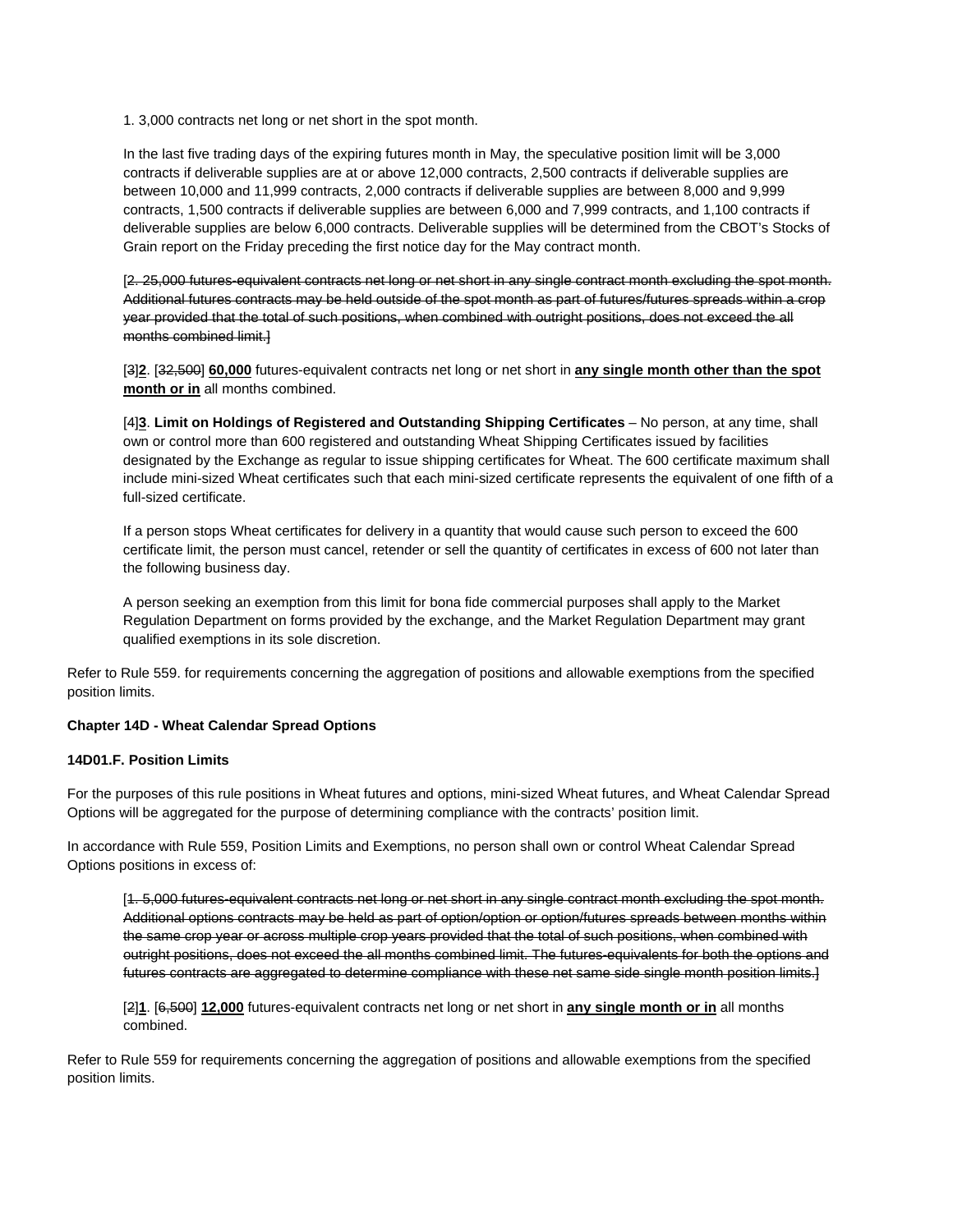1. 3,000 contracts net long or net short in the spot month.

In the last five trading days of the expiring futures month in May, the speculative position limit will be 3,000 contracts if deliverable supplies are at or above 12,000 contracts, 2,500 contracts if deliverable supplies are between 10,000 and 11,999 contracts, 2,000 contracts if deliverable supplies are between 8,000 and 9,999 contracts, 1,500 contracts if deliverable supplies are between 6,000 and 7,999 contracts, and 1,100 contracts if deliverable supplies are below 6,000 contracts. Deliverable supplies will be determined from the CBOT's Stocks of Grain report on the Friday preceding the first notice day for the May contract month.

[~~2. 25,000 futures-equivalent contracts net long or net short in any single contract month excluding the spot month. Additional futures contracts may be held outside of the spot month as part of futures/futures spreads within a crop year provided that the total of such positions, when combined with outright positions, does not exceed the all months combined limit.~~]

[~~3~~]**2**. [~~32,500~~] **60,000** futures-equivalent contracts net long or net short in **any single month other than the spot month or in** all months combined.

[~~4~~]**3**. **Limit on Holdings of Registered and Outstanding Shipping Certificates** – No person, at any time, shall own or control more than 600 registered and outstanding Wheat Shipping Certificates issued by facilities designated by the Exchange as regular to issue shipping certificates for Wheat. The 600 certificate maximum shall include mini-sized Wheat certificates such that each mini-sized certificate represents the equivalent of one fifth of a full-sized certificate.

If a person stops Wheat certificates for delivery in a quantity that would cause such person to exceed the 600 certificate limit, the person must cancel, retender or sell the quantity of certificates in excess of 600 not later than the following business day.

A person seeking an exemption from this limit for bona fide commercial purposes shall apply to the Market Regulation Department on forms provided by the exchange, and the Market Regulation Department may grant qualified exemptions in its sole discretion.

Refer to Rule 559. for requirements concerning the aggregation of positions and allowable exemptions from the specified position limits.

**Chapter 14D - Wheat Calendar Spread Options**

**14D01.F. Position Limits**

For the purposes of this rule positions in Wheat futures and options, mini-sized Wheat futures, and Wheat Calendar Spread Options will be aggregated for the purpose of determining compliance with the contracts' position limit.

In accordance with Rule 559, Position Limits and Exemptions, no person shall own or control Wheat Calendar Spread Options positions in excess of:

[~~1. 5,000 futures-equivalent contracts net long or net short in any single contract month excluding the spot month. Additional options contracts may be held as part of option/option or option/futures spreads between months within the same crop year or across multiple crop years provided that the total of such positions, when combined with outright positions, does not exceed the all months combined limit. The futures-equivalents for both the options and futures contracts are aggregated to determine compliance with these net same side single month position limits.~~]

[~~2~~]**1**. [~~6,500~~] **12,000** futures-equivalent contracts net long or net short in **any single month or in** all months combined.

Refer to Rule 559 for requirements concerning the aggregation of positions and allowable exemptions from the specified position limits.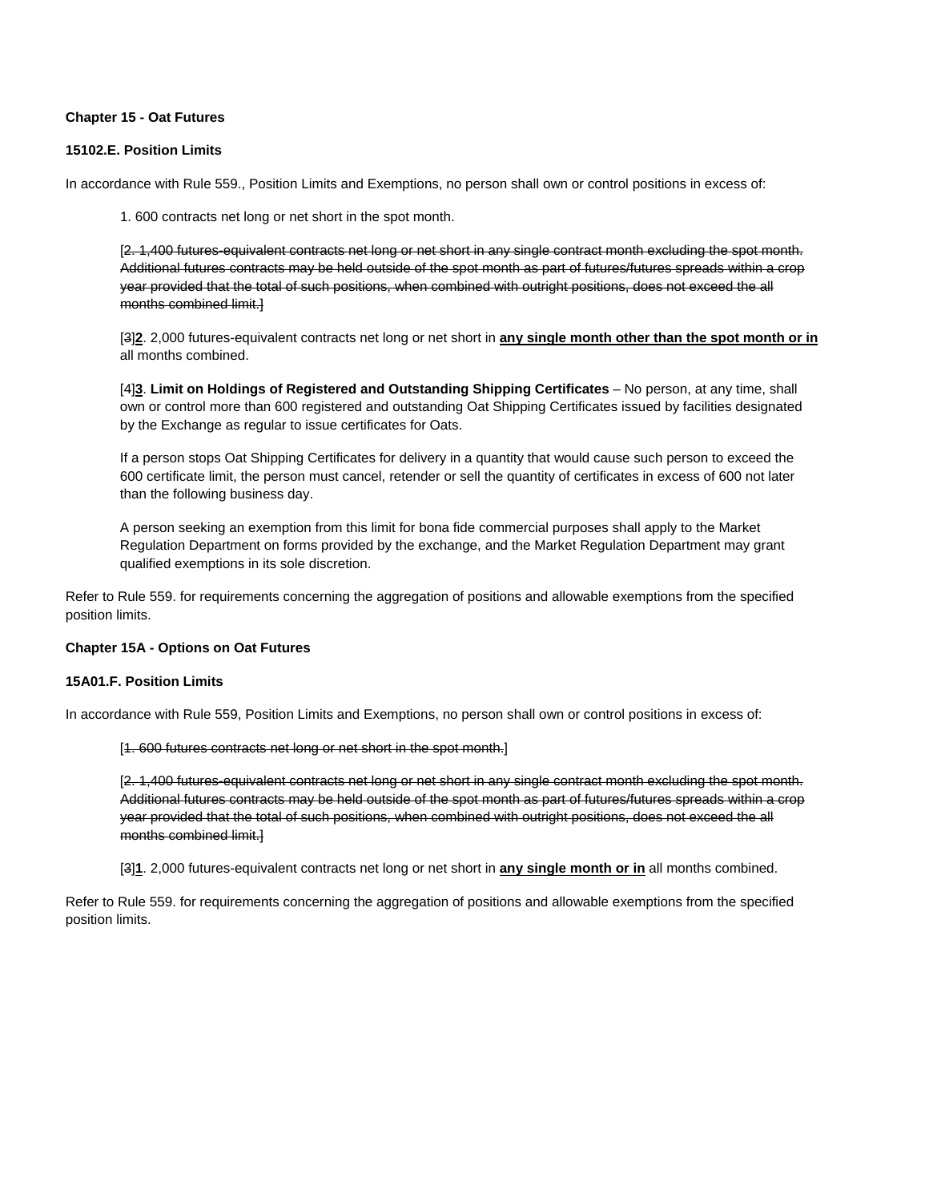**Chapter 15 - Oat Futures**

**15102.E. Position Limits**

In accordance with Rule 559., Position Limits and Exemptions, no person shall own or control positions in excess of:

1. 600 contracts net long or net short in the spot month.

[~~2. 1,400 futures-equivalent contracts net long or net short in any single contract month excluding the spot month. Additional futures contracts may be held outside of the spot month as part of futures/futures spreads within a crop year provided that the total of such positions, when combined with outright positions, does not exceed the all months combined limit.~~]

[~~3~~]**2**. 2,000 futures-equivalent contracts net long or net short in **any single month other than the spot month or in** all months combined.

[4]**3**. **Limit on Holdings of Registered and Outstanding Shipping Certificates** – No person, at any time, shall own or control more than 600 registered and outstanding Oat Shipping Certificates issued by facilities designated by the Exchange as regular to issue certificates for Oats.

If a person stops Oat Shipping Certificates for delivery in a quantity that would cause such person to exceed the 600 certificate limit, the person must cancel, retender or sell the quantity of certificates in excess of 600 not later than the following business day.

A person seeking an exemption from this limit for bona fide commercial purposes shall apply to the Market Regulation Department on forms provided by the exchange, and the Market Regulation Department may grant qualified exemptions in its sole discretion.

Refer to Rule 559. for requirements concerning the aggregation of positions and allowable exemptions from the specified position limits.

**Chapter 15A - Options on Oat Futures**

**15A01.F. Position Limits**

In accordance with Rule 559, Position Limits and Exemptions, no person shall own or control positions in excess of:

[~~1. 600 futures contracts net long or net short in the spot month.~~]

[~~2. 1,400 futures-equivalent contracts net long or net short in any single contract month excluding the spot month. Additional futures contracts may be held outside of the spot month as part of futures/futures spreads within a crop year provided that the total of such positions, when combined with outright positions, does not exceed the all months combined limit.~~]

[~~3~~]**1**. 2,000 futures-equivalent contracts net long or net short in **any single month or in** all months combined.

Refer to Rule 559. for requirements concerning the aggregation of positions and allowable exemptions from the specified position limits.